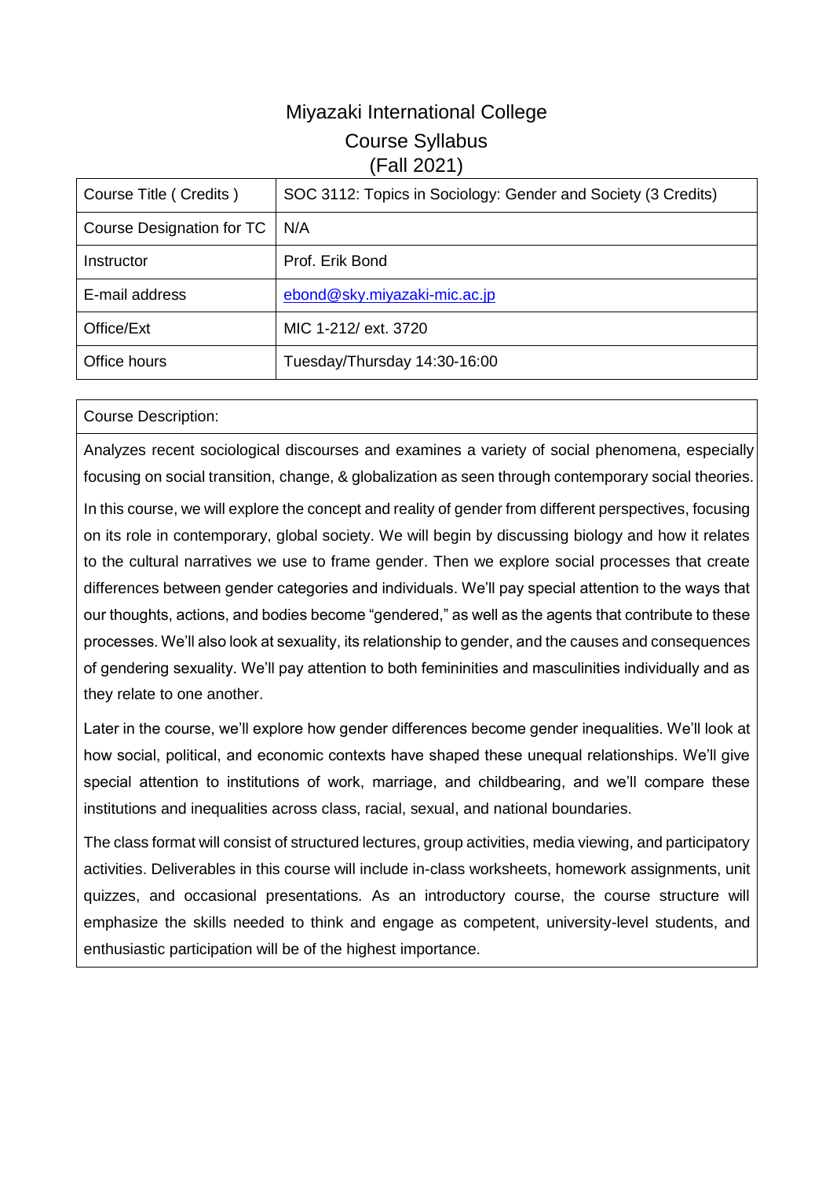# Miyazaki International College

## Course Syllabus

## (Fall 2021)

| Course Title ( Credits ) | SOC 3112: Topics in Sociology: Gender and Society (3 Credits) |
| --- | --- |
| Course Designation for TC | N/A |
| Instructor | Prof. Erik Bond |
| E-mail address | ebond@sky.miyazaki-mic.ac.jp |
| Office/Ext | MIC 1-212/ ext. 3720 |
| Office hours | Tuesday/Thursday 14:30-16:00 |

**Course Description:**

Analyzes recent sociological discourses and examines a variety of social phenomena, especially focusing on social transition, change, & globalization as seen through contemporary social theories.

In this course, we will explore the concept and reality of gender from different perspectives, focusing on its role in contemporary, global society. We will begin by discussing biology and how it relates to the cultural narratives we use to frame gender. Then we explore social processes that create differences between gender categories and individuals. We'll pay special attention to the ways that our thoughts, actions, and bodies become "gendered," as well as the agents that contribute to these processes. We'll also look at sexuality, its relationship to gender, and the causes and consequences of gendering sexuality. We'll pay attention to both femininities and masculinities individually and as they relate to one another.

Later in the course, we'll explore how gender differences become gender inequalities. We'll look at how social, political, and economic contexts have shaped these unequal relationships. We'll give special attention to institutions of work, marriage, and childbearing, and we'll compare these institutions and inequalities across class, racial, sexual, and national boundaries.

The class format will consist of structured lectures, group activities, media viewing, and participatory activities. Deliverables in this course will include in-class worksheets, homework assignments, unit quizzes, and occasional presentations. As an introductory course, the course structure will emphasize the skills needed to think and engage as competent, university-level students, and enthusiastic participation will be of the highest importance.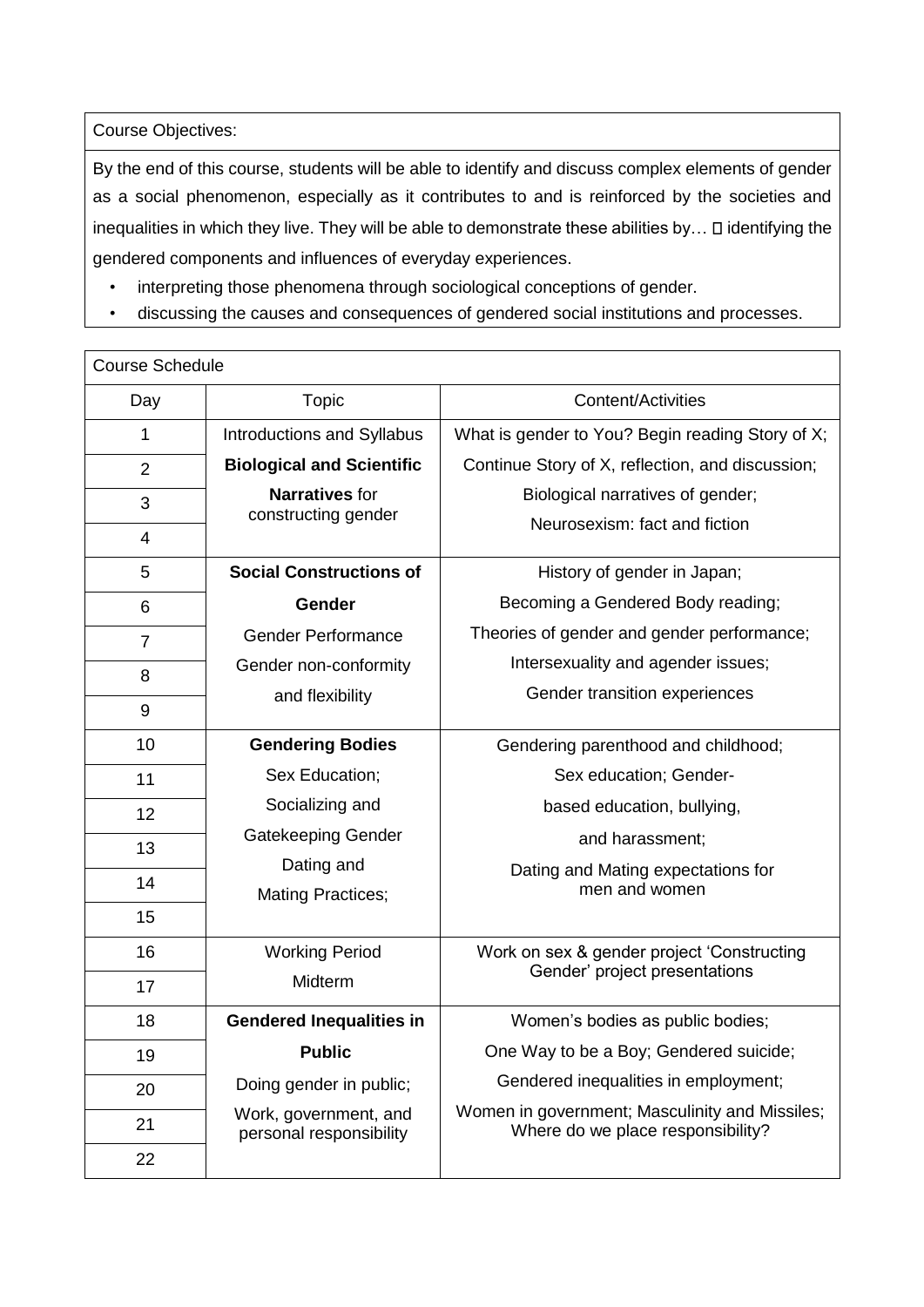## Course Objectives:

By the end of this course, students will be able to identify and discuss complex elements of gender as a social phenomenon, especially as it contributes to and is reinforced by the societies and inequalities in which they live. They will be able to demonstrate these abilities by…  identifying the gendered components and influences of everyday experiences.

- interpreting those phenomena through sociological conceptions of gender.
- discussing the causes and consequences of gendered social institutions and processes.

## Course Schedule

| Day | Topic | Content/Activities |
|---|---|---|
| 1 | Introductions and Syllabus | What is gender to You? Begin reading Story of X; |
| 2 | **Biological and Scientific Narratives** for constructing gender | Continue Story of X, reflection, and discussion; |
| 3 | | Biological narratives of gender; |
| 4 | | Neurosexism: fact and fiction |
| 5 | **Social Constructions of Gender** | History of gender in Japan; |
| 6 | | Becoming a Gendered Body reading; |
| 7 | Gender Performance | Theories of gender and gender performance; |
| 8 | Gender non-conformity and flexibility | Intersexuality and agender issues; |
| 9 | | Gender transition experiences |
| 10 | **Gendering Bodies** | Gendering parenthood and childhood; |
| 11 | Sex Education; | Sex education; Gender-based education, bullying, and harassment; |
| 12 | Socializing and Gatekeeping Gender | |
| 13 | | |
| 14 | Dating and Mating Practices; | Dating and Mating expectations for men and women |
| 15 | | |
| 16 | Working Period | Work on sex & gender project 'Constructing Gender' project presentations |
| 17 | Midterm | |
| 18 | **Gendered Inequalities in Public** | Women's bodies as public bodies; |
| 19 | | One Way to be a Boy; Gendered suicide; |
| 20 | Doing gender in public; | Gendered inequalities in employment; |
| 21 | Work, government, and personal responsibility | Women in government; Masculinity and Missiles; Where do we place responsibility? |
| 22 | | |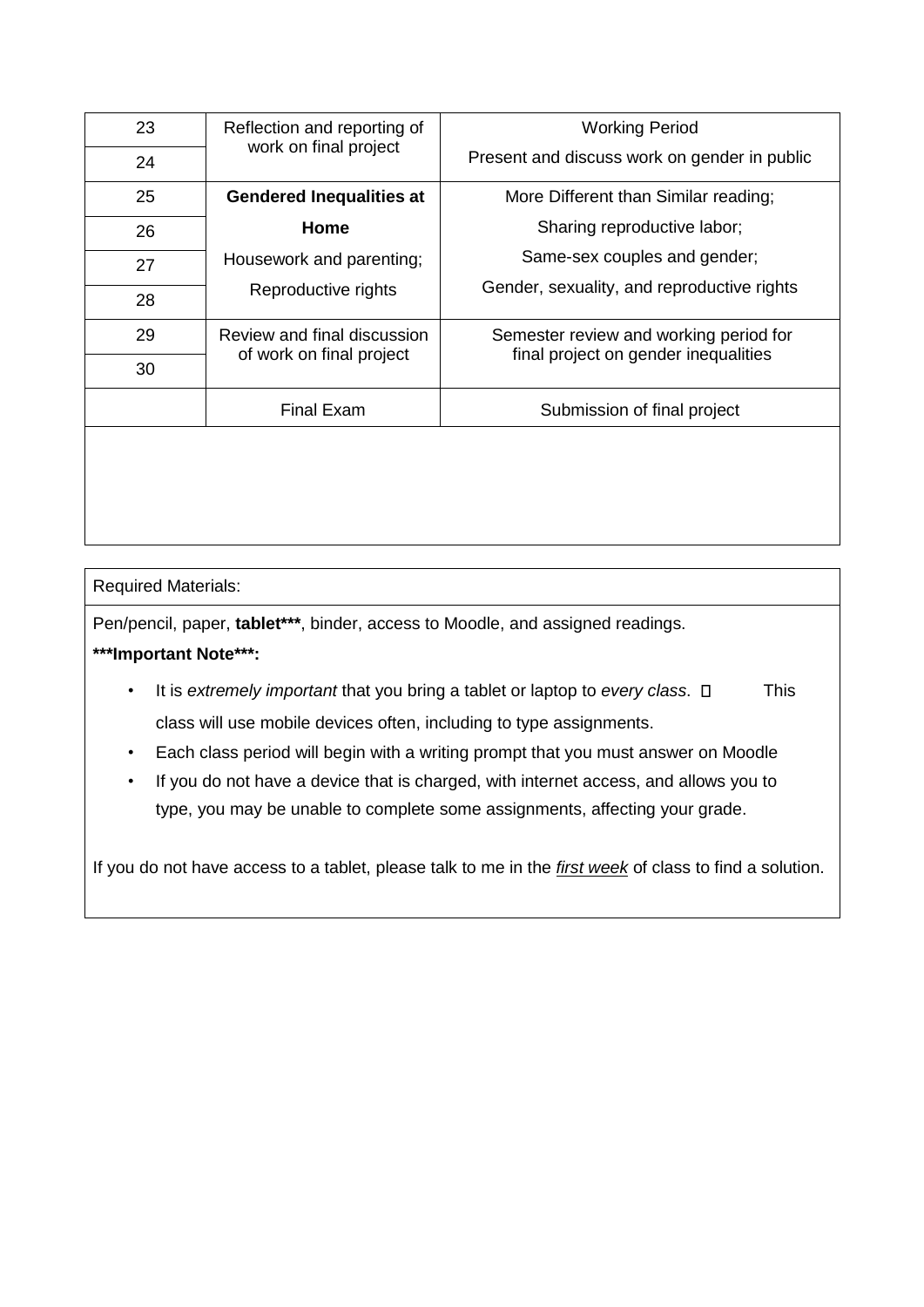| | | |
|---|---|---|
| 23 | Reflection and reporting of work on final project | Working Period |
| 24 | | Present and discuss work on gender in public |
| 25 | **Gendered Inequalities at Home** | More Different than Similar reading; |
| 26 | Housework and parenting; | Sharing reproductive labor; |
| 27 | Reproductive rights | Same-sex couples and gender; |
| 28 | | Gender, sexuality, and reproductive rights |
| 29 | Review and final discussion of work on final project | Semester review and working period for final project on gender inequalities |
| 30 | | |
| | Final Exam | Submission of final project |

Required Materials:

Pen/pencil, paper, **tablet*****, binder, access to Moodle, and assigned readings.

*****Important Note*****:**

- It is *extremely important* that you bring a tablet or laptop to *every class*.  This class will use mobile devices often, including to type assignments.
- Each class period will begin with a writing prompt that you must answer on Moodle
- If you do not have a device that is charged, with internet access, and allows you to type, you may be unable to complete some assignments, affecting your grade.

If you do not have access to a tablet, please talk to me in the <u>*first week*</u> of class to find a solution.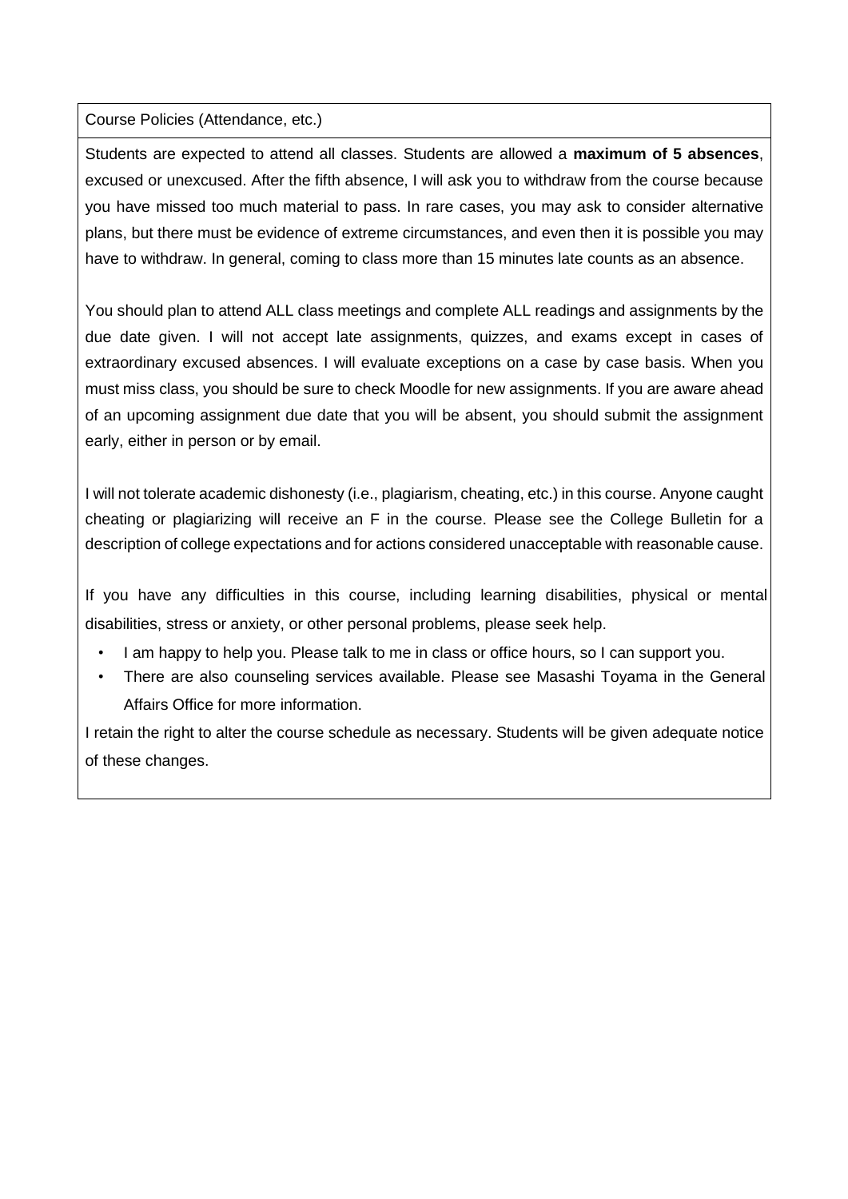| Course Policies (Attendance, etc.) |
| --- |
| Students are expected to attend all classes. Students are allowed a **maximum of 5 absences**, excused or unexcused. After the fifth absence, I will ask you to withdraw from the course because you have missed too much material to pass. In rare cases, you may ask to consider alternative plans, but there must be evidence of extreme circumstances, and even then it is possible you may have to withdraw. In general, coming to class more than 15 minutes late counts as an absence.<br><br>You should plan to attend ALL class meetings and complete ALL readings and assignments by the due date given. I will not accept late assignments, quizzes, and exams except in cases of extraordinary excused absences. I will evaluate exceptions on a case by case basis. When you must miss class, you should be sure to check Moodle for new assignments. If you are aware ahead of an upcoming assignment due date that you will be absent, you should submit the assignment early, either in person or by email.<br><br>I will not tolerate academic dishonesty (i.e., plagiarism, cheating, etc.) in this course. Anyone caught cheating or plagiarizing will receive an F in the course. Please see the College Bulletin for a description of college expectations and for actions considered unacceptable with reasonable cause.<br><br>If you have any difficulties in this course, including learning disabilities, physical or mental disabilities, stress or anxiety, or other personal problems, please seek help.<br>• I am happy to help you. Please talk to me in class or office hours, so I can support you.<br>• There are also counseling services available. Please see Masashi Toyama in the General Affairs Office for more information.<br><br>I retain the right to alter the course schedule as necessary. Students will be given adequate notice of these changes. |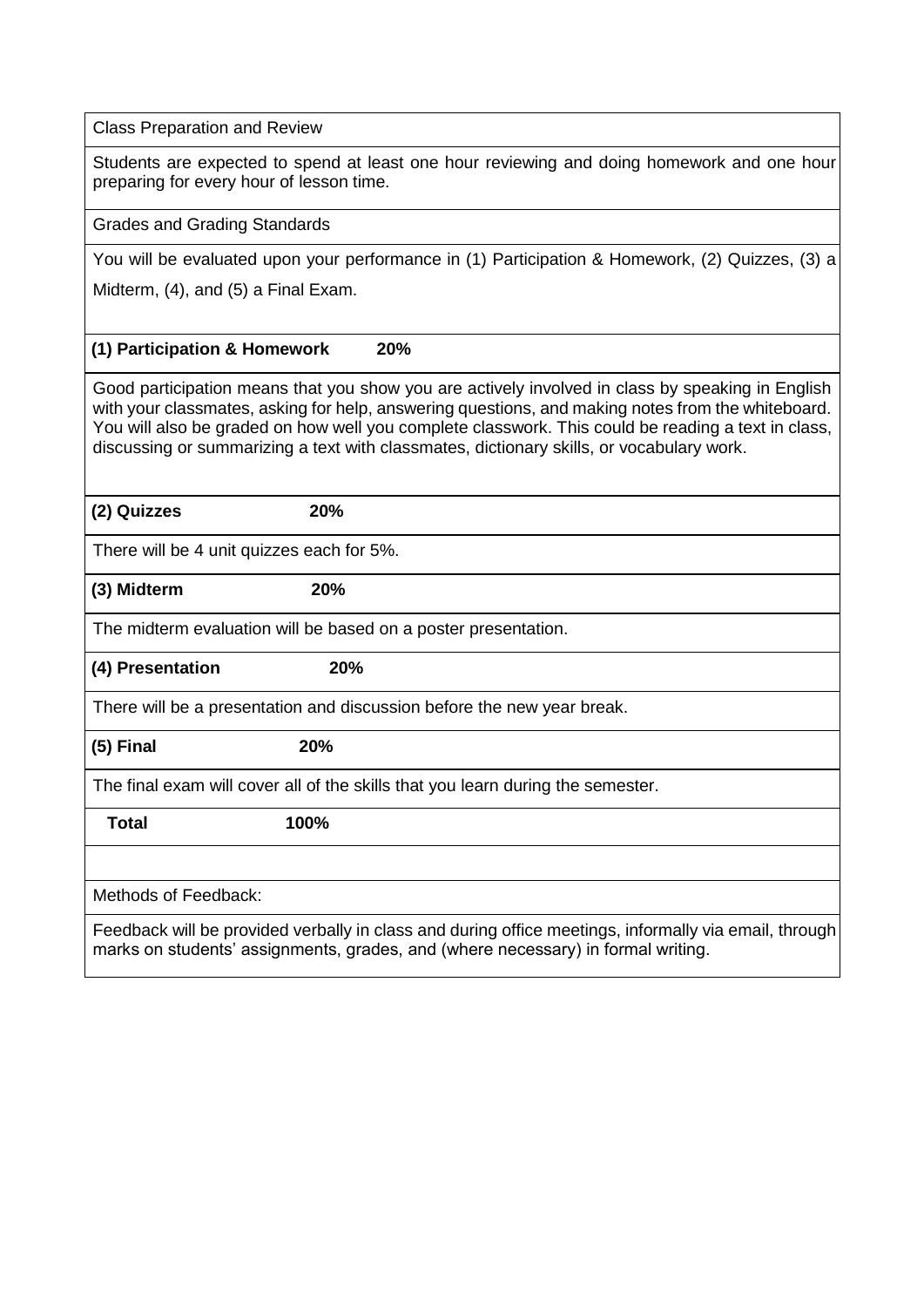| Class Preparation and Review |
|---|
| Students are expected to spend at least one hour reviewing and doing homework and one hour preparing for every hour of lesson time. |
| Grades and Grading Standards |
| You will be evaluated upon your performance in (1) Participation & Homework, (2) Quizzes, (3) a Midterm, (4), and (5) a Final Exam. |
| **(1) Participation & Homework 20%** |
| Good participation means that you show you are actively involved in class by speaking in English with your classmates, asking for help, answering questions, and making notes from the whiteboard. You will also be graded on how well you complete classwork. This could be reading a text in class, discussing or summarizing a text with classmates, dictionary skills, or vocabulary work. |
| **(2) Quizzes 20%** |
| There will be 4 unit quizzes each for 5%. |
| **(3) Midterm 20%** |
| The midterm evaluation will be based on a poster presentation. |
| **(4) Presentation 20%** |
| There will be a presentation and discussion before the new year break. |
| **(5) Final 20%** |
| The final exam will cover all of the skills that you learn during the semester. |
| **Total 100%** |
| |
| Methods of Feedback: |
| Feedback will be provided verbally in class and during office meetings, informally via email, through marks on students' assignments, grades, and (where necessary) in formal writing. |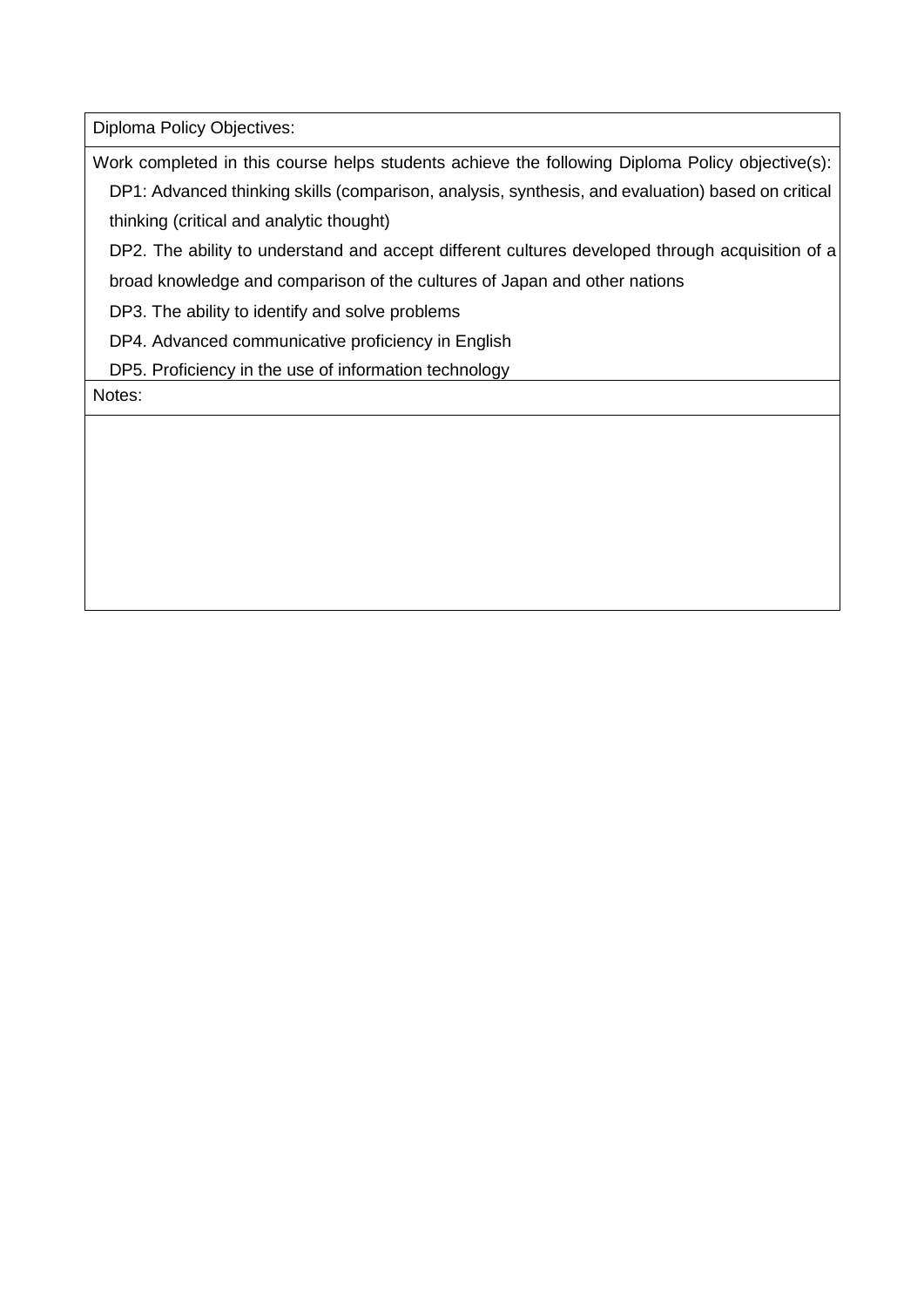| Diploma Policy Objectives: |
| --- |
| Work completed in this course helps students achieve the following Diploma Policy objective(s):<br>DP1: Advanced thinking skills (comparison, analysis, synthesis, and evaluation) based on critical thinking (critical and analytic thought)<br>DP2. The ability to understand and accept different cultures developed through acquisition of a broad knowledge and comparison of the cultures of Japan and other nations<br>DP3. The ability to identify and solve problems<br>DP4. Advanced communicative proficiency in English<br>DP5. Proficiency in the use of information technology |
| Notes: |
| |